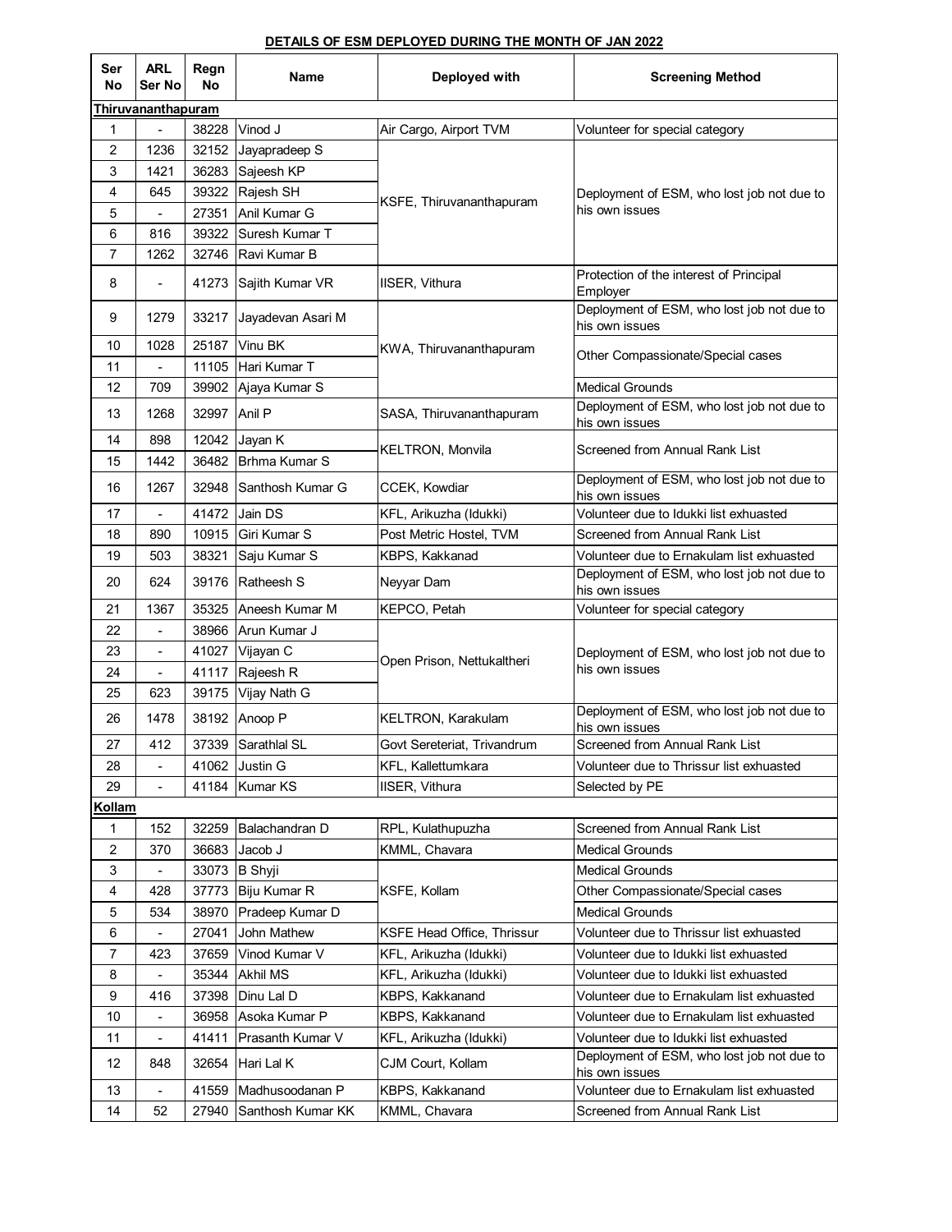**DETAILS OF ESM DEPLOYED DURING THE MONTH OF JAN 2022**

| Ser No | ARL Ser No | Regn No | Name | Deployed with | Screening Method |
|---|---|---|---|---|---|
| **Thiruvananthapuram** | | | | | |
| 1 | - | 38228 | Vinod J | Air Cargo, Airport TVM | Volunteer for special category |
| 2 | 1236 | 32152 | Jayapradeep S | KSFE, Thiruvananthapuram | Deployment of ESM, who lost job not due to his own issues |
| 3 | 1421 | 36283 | Sajeesh KP | | |
| 4 | 645 | 39322 | Rajesh SH | | |
| 5 | - | 27351 | Anil Kumar G | | |
| 6 | 816 | 39322 | Suresh Kumar T | | |
| 7 | 1262 | 32746 | Ravi Kumar B | | |
| 8 | - | 41273 | Sajith Kumar VR | IISER, Vithura | Protection of the interest of Principal Employer |
| 9 | 1279 | 33217 | Jayadevan Asari M | KWA, Thiruvananthapuram | Deployment of ESM, who lost job not due to his own issues |
| 10 | 1028 | 25187 | Vinu BK | | Other Compassionate/Special cases |
| 11 | - | 11105 | Hari Kumar T | | |
| 12 | 709 | 39902 | Ajaya Kumar S | | Medical Grounds |
| 13 | 1268 | 32997 | Anil P | SASA, Thiruvananthapuram | Deployment of ESM, who lost job not due to his own issues |
| 14 | 898 | 12042 | Jayan K | KELTRON, Monvila | Screened from Annual Rank List |
| 15 | 1442 | 36482 | Brhma Kumar S | | |
| 16 | 1267 | 32948 | Santhosh Kumar G | CCEK, Kowdiar | Deployment of ESM, who lost job not due to his own issues |
| 17 | - | 41472 | Jain DS | KFL, Arikuzha (Idukki) | Volunteer due to Idukki list exhuasted |
| 18 | 890 | 10915 | Giri Kumar S | Post Metric Hostel, TVM | Screened from Annual Rank List |
| 19 | 503 | 38321 | Saju Kumar S | KBPS, Kakkanad | Volunteer due to Ernakulam list exhuasted |
| 20 | 624 | 39176 | Ratheesh S | Neyyar Dam | Deployment of ESM, who lost job not due to his own issues |
| 21 | 1367 | 35325 | Aneesh Kumar M | KEPCO, Petah | Volunteer for special category |
| 22 | - | 38966 | Arun Kumar J | Open Prison, Nettukaltheri | Deployment of ESM, who lost job not due to his own issues |
| 23 | - | 41027 | Vijayan C | | |
| 24 | - | 41117 | Rajeesh R | | |
| 25 | 623 | 39175 | Vijay Nath G | | |
| 26 | 1478 | 38192 | Anoop P | KELTRON, Karakulam | Deployment of ESM, who lost job not due to his own issues |
| 27 | 412 | 37339 | Sarathlal SL | Govt Sereteriat, Trivandrum | Screened from Annual Rank List |
| 28 | - | 41062 | Justin G | KFL, Kallettumkara | Volunteer due to Thrissur list exhuasted |
| 29 | - | 41184 | Kumar KS | IISER, Vithura | Selected by PE |
| **Kollam** | | | | | |
| 1 | 152 | 32259 | Balachandran D | RPL, Kulathupuzha | Screened from Annual Rank List |
| 2 | 370 | 36683 | Jacob J | KMML, Chavara | Medical Grounds |
| 3 | - | 33073 | B Shyji | KSFE, Kollam | Medical Grounds |
| 4 | 428 | 37773 | Biju Kumar R | | Other Compassionate/Special cases |
| 5 | 534 | 38970 | Pradeep Kumar D | | Medical Grounds |
| 6 | - | 27041 | John Mathew | KSFE Head Office, Thrissur | Volunteer due to Thrissur list exhuasted |
| 7 | 423 | 37659 | Vinod Kumar V | KFL, Arikuzha (Idukki) | Volunteer due to Idukki list exhuasted |
| 8 | - | 35344 | Akhil MS | KFL, Arikuzha (Idukki) | Volunteer due to Idukki list exhuasted |
| 9 | 416 | 37398 | Dinu Lal D | KBPS, Kakkanand | Volunteer due to Ernakulam list exhuasted |
| 10 | - | 36958 | Asoka Kumar P | KBPS, Kakkanand | Volunteer due to Ernakulam list exhuasted |
| 11 | - | 41411 | Prasanth Kumar V | KFL, Arikuzha (Idukki) | Volunteer due to Idukki list exhuasted |
| 12 | 848 | 32654 | Hari Lal K | CJM Court, Kollam | Deployment of ESM, who lost job not due to his own issues |
| 13 | - | 41559 | Madhusoodanan P | KBPS, Kakkanand | Volunteer due to Ernakulam list exhuasted |
| 14 | 52 | 27940 | Santhosh Kumar KK | KMML, Chavara | Screened from Annual Rank List |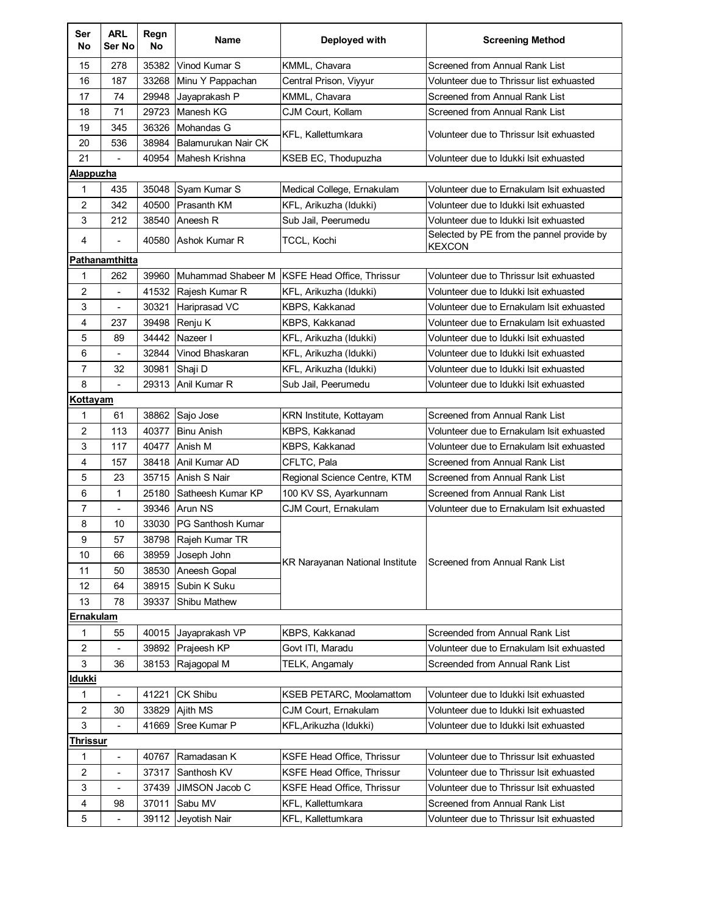| Ser No | ARL Ser No | Regn No | Name | Deployed with | Screening Method |
|---|---|---|---|---|---|
| 15 | 278 | 35382 | Vinod Kumar S | KMML, Chavara | Screened from Annual Rank List |
| 16 | 187 | 33268 | Minu Y Pappachan | Central Prison, Viyyur | Volunteer due to Thrissur list exhausted |
| 17 | 74 | 29948 | Jayaprakash P | KMML, Chavara | Screened from Annual Rank List |
| 18 | 71 | 29723 | Manesh KG | CJM Court, Kollam | Screened from Annual Rank List |
| 19 | 345 | 36326 | Mohandas G | KFL, Kallettumkara | Volunteer due to Thrissur lsit exhuasted |
| 20 | 536 | 38984 | Balamurukan Nair CK | | |
| 21 | - | 40954 | Mahesh Krishna | KSEB EC, Thodupuzha | Volunteer due to Idukki lsit exhuasted |
| **Alappuzha** | | | | | |
| 1 | 435 | 35048 | Syam Kumar S | Medical College, Ernakulam | Volunteer due to Ernakulam lsit exhuasted |
| 2 | 342 | 40500 | Prasanth KM | KFL, Arikuzha (Idukki) | Volunteer due to Idukki lsit exhuasted |
| 3 | 212 | 38540 | Aneesh R | Sub Jail, Peerumedu | Volunteer due to Idukki lsit exhuasted |
| 4 | - | 40580 | Ashok Kumar R | TCCL, Kochi | Selected by PE from the pannel provide by KEXCON |
| **Pathanamthitta** | | | | | |
| 1 | 262 | 39960 | Muhammad Shabeer M | KSFE Head Office, Thrissur | Volunteer due to Thrissur lsit exhuasted |
| 2 | - | 41532 | Rajesh Kumar R | KFL, Arikuzha (Idukki) | Volunteer due to Idukki lsit exhuasted |
| 3 | - | 30321 | Hariprasad VC | KBPS, Kakkanad | Volunteer due to Ernakulam lsit exhuasted |
| 4 | 237 | 39498 | Renju K | KBPS, Kakkanad | Volunteer due to Ernakulam lsit exhuasted |
| 5 | 89 | 34442 | Nazeer I | KFL, Arikuzha (Idukki) | Volunteer due to Idukki lsit exhuasted |
| 6 | - | 32844 | Vinod Bhaskaran | KFL, Arikuzha (Idukki) | Volunteer due to Idukki lsit exhuasted |
| 7 | 32 | 30981 | Shaji D | KFL, Arikuzha (Idukki) | Volunteer due to Idukki lsit exhuasted |
| 8 | - | 29313 | Anil Kumar R | Sub Jail, Peerumedu | Volunteer due to Idukki lsit exhuasted |
| **Kottayam** | | | | | |
| 1 | 61 | 38862 | Sajo Jose | KRN Institute, Kottayam | Screened from Annual Rank List |
| 2 | 113 | 40377 | Binu Anish | KBPS, Kakkanad | Volunteer due to Ernakulam lsit exhuasted |
| 3 | 117 | 40477 | Anish M | KBPS, Kakkanad | Volunteer due to Ernakulam lsit exhuasted |
| 4 | 157 | 38418 | Anil Kumar AD | CFLTC, Pala | Screened from Annual Rank List |
| 5 | 23 | 35715 | Anish S Nair | Regional Science Centre, KTM | Screened from Annual Rank List |
| 6 | 1 | 25180 | Satheesh Kumar KP | 100 KV SS, Ayarkunnam | Screened from Annual Rank List |
| 7 | - | 39346 | Arun NS | CJM Court, Ernakulam | Volunteer due to Ernakulam lsit exhuasted |
| 8 | 10 | 33030 | PG Santhosh Kumar | KR Narayanan National Institute | Screened from Annual Rank List |
| 9 | 57 | 38798 | Rajeh Kumar TR | | |
| 10 | 66 | 38959 | Joseph John | | |
| 11 | 50 | 38530 | Aneesh Gopal | | |
| 12 | 64 | 38915 | Subin K Suku | | |
| 13 | 78 | 39337 | Shibu Mathew | | |
| **Ernakulam** | | | | | |
| 1 | 55 | 40015 | Jayaprakash VP | KBPS, Kakkanad | Screended from Annual Rank List |
| 2 | - | 39892 | Prajeesh KP | Govt ITI, Maradu | Volunteer due to Ernakulam lsit exhuasted |
| 3 | 36 | 38153 | Rajagopal M | TELK, Angamaly | Screended from Annual Rank List |
| **Idukki** | | | | | |
| 1 | - | 41221 | CK Shibu | KSEB PETARC, Moolamattom | Volunteer due to Idukki lsit exhuasted |
| 2 | 30 | 33829 | Ajith MS | CJM Court, Ernakulam | Volunteer due to Idukki lsit exhuasted |
| 3 | - | 41669 | Sree Kumar P | KFL,Arikuzha (Idukki) | Volunteer due to Idukki lsit exhuasted |
| **Thrissur** | | | | | |
| 1 | - | 40767 | Ramadasan K | KSFE Head Office, Thrissur | Volunteer due to Thrissur lsit exhuasted |
| 2 | - | 37317 | Santhosh KV | KSFE Head Office, Thrissur | Volunteer due to Thrissur lsit exhuasted |
| 3 | - | 37439 | JIMSON Jacob C | KSFE Head Office, Thrissur | Volunteer due to Thrissur lsit exhuasted |
| 4 | 98 | 37011 | Sabu MV | KFL, Kallettumkara | Screened from Annual Rank List |
| 5 | - | 39112 | Jeyotish Nair | KFL, Kallettumkara | Volunteer due to Thrissur lsit exhuasted |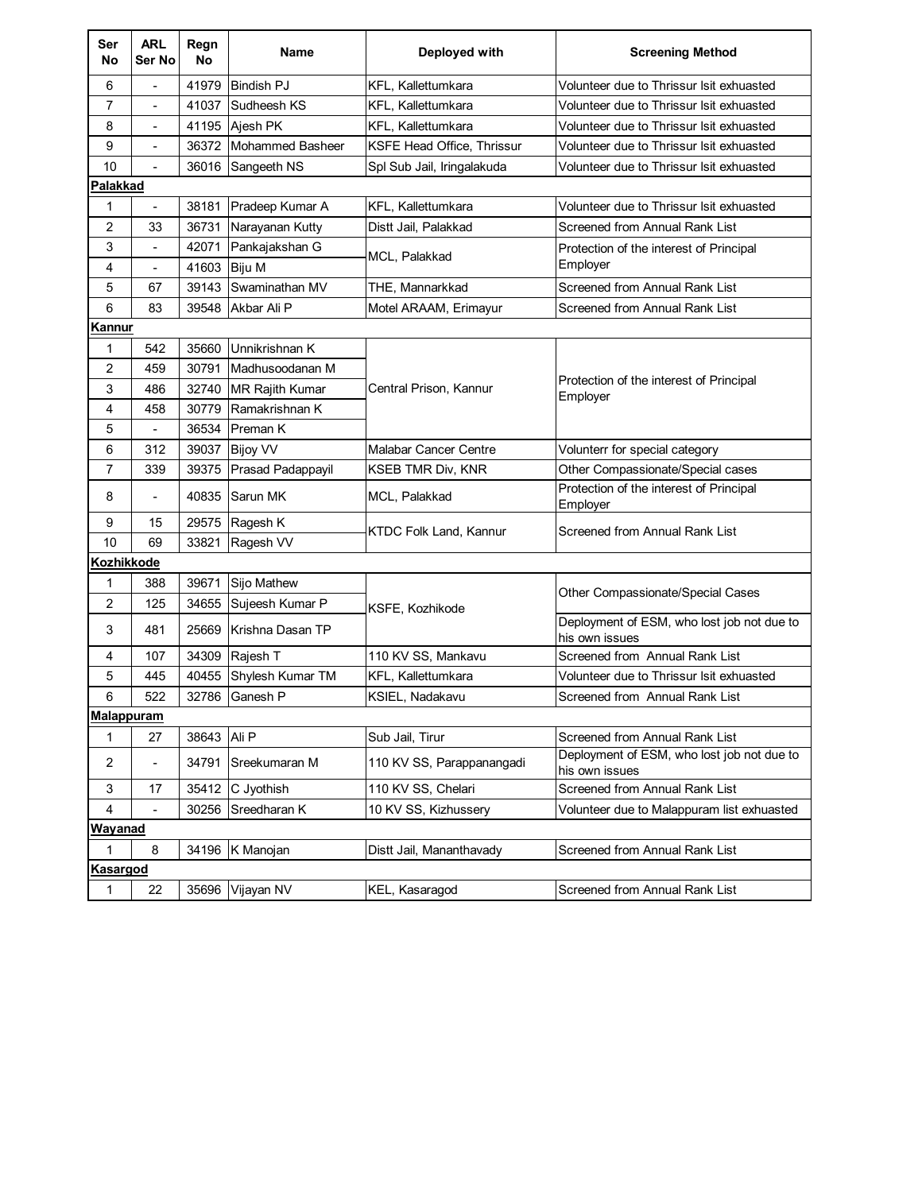| Ser No | ARL Ser No | Regn No | Name | Deployed with | Screening Method |
|---|---|---|---|---|---|
| 6 | - | 41979 | Bindish PJ | KFL, Kallettumkara | Volunteer due to Thrissur lsit exhuasted |
| 7 | - | 41037 | Sudheesh KS | KFL, Kallettumkara | Volunteer due to Thrissur lsit exhuasted |
| 8 | - | 41195 | Ajesh PK | KFL, Kallettumkara | Volunteer due to Thrissur lsit exhuasted |
| 9 | - | 36372 | Mohammed Basheer | KSFE Head Office, Thrissur | Volunteer due to Thrissur lsit exhuasted |
| 10 | - | 36016 | Sangeeth NS | Spl Sub Jail, Iringalakuda | Volunteer due to Thrissur lsit exhuasted |
| **Palakkad** | | | | | |
| 1 | - | 38181 | Pradeep Kumar A | KFL, Kallettumkara | Volunteer due to Thrissur lsit exhuasted |
| 2 | 33 | 36731 | Narayanan Kutty | Distt Jail, Palakkad | Screened from Annual Rank List |
| 3 | - | 42071 | Pankajakshan G | MCL, Palakkad | Protection of the interest of Principal Employer |
| 4 | - | 41603 | Biju M | | |
| 5 | 67 | 39143 | Swaminathan MV | THE, Mannarkkad | Screened from Annual Rank List |
| 6 | 83 | 39548 | Akbar Ali P | Motel ARAAM, Erimayur | Screened from Annual Rank List |
| **Kannur** | | | | | |
| 1 | 542 | 35660 | Unnikrishnan K | Central Prison, Kannur | Protection of the interest of Principal Employer |
| 2 | 459 | 30791 | Madhusoodanan M | | |
| 3 | 486 | 32740 | MR Rajith Kumar | | |
| 4 | 458 | 30779 | Ramakrishnan K | | |
| 5 | - | 36534 | Preman K | | |
| 6 | 312 | 39037 | Bijoy VV | Malabar Cancer Centre | Volunterr for special category |
| 7 | 339 | 39375 | Prasad Padappayil | KSEB TMR Div, KNR | Other Compassionate/Special cases |
| 8 | - | 40835 | Sarun MK | MCL, Palakkad | Protection of the interest of Principal Employer |
| 9 | 15 | 29575 | Ragesh K | KTDC Folk Land, Kannur | Screened from Annual Rank List |
| 10 | 69 | 33821 | Ragesh VV | | |
| **Kozhikkode** | | | | | |
| 1 | 388 | 39671 | Sijo Mathew | KSFE, Kozhikode | Other Compassionate/Special Cases |
| 2 | 125 | 34655 | Sujeesh Kumar P | | |
| 3 | 481 | 25669 | Krishna Dasan TP | | Deployment of ESM, who lost job not due to his own issues |
| 4 | 107 | 34309 | Rajesh T | 110 KV SS, Mankavu | Screened from Annual Rank List |
| 5 | 445 | 40455 | Shylesh Kumar TM | KFL, Kallettumkara | Volunteer due to Thrissur lsit exhuasted |
| 6 | 522 | 32786 | Ganesh P | KSIEL, Nadakavu | Screened from Annual Rank List |
| **Malappuram** | | | | | |
| 1 | 27 | 38643 | Ali P | Sub Jail, Tirur | Screened from Annual Rank List |
| 2 | - | 34791 | Sreekumaran M | 110 KV SS, Parappanangadi | Deployment of ESM, who lost job not due to his own issues |
| 3 | 17 | 35412 | C Jyothish | 110 KV SS, Chelari | Screened from Annual Rank List |
| 4 | - | 30256 | Sreedharan K | 10 KV SS, Kizhussery | Volunteer due to Malappuram list exhuasted |
| **Wayanad** | | | | | |
| 1 | 8 | 34196 | K Manojan | Distt Jail, Mananthavady | Screened from Annual Rank List |
| **Kasargod** | | | | | |
| 1 | 22 | 35696 | Vijayan NV | KEL, Kasaragod | Screened from Annual Rank List |